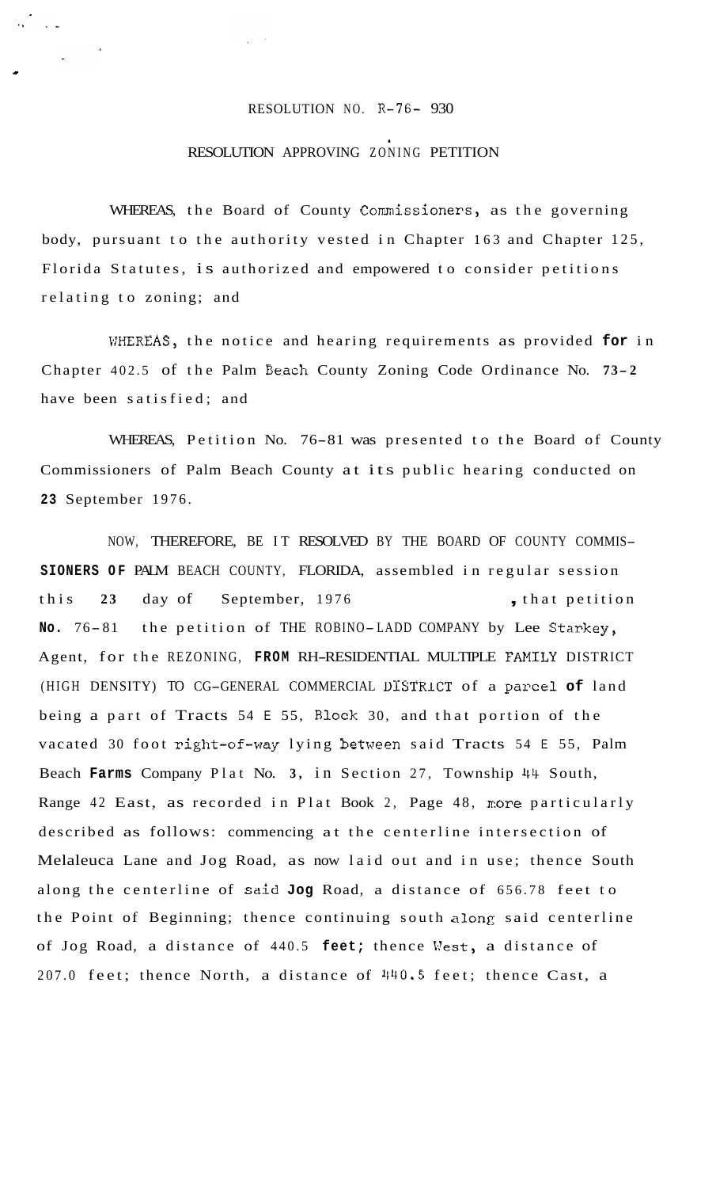RESOLUTION NO. R-76- 930

RESOLUTION APPROVING ZONING PETITION

WHEREAS, the Board of County Commissioners, as the governing body, pursuant to the authority vested in Chapter 163 and Chapter 125, Florida Statutes, is authorized and empowered to consider petitions relating to zoning; and

WHEREAS, the notice and hearing requirements as provided **for** in Chapter 402.5 of the Palm Beach County Zoning Code Ordinance No. **73-2** have been satisfied; and

WHEREAS, Petition No. 76-81 was presented to the Board of County Commissioners of Palm Beach County at its public hearing conducted on **23** September 1976.

NOW, THEREFORE, BE IT RESOLVED BY THE BOARD OF COUNTY COMMIS- **SIONERS OF** PALM BEACH COUNTY, FLORIDA, assembled in regular session this **23** day of September, 1976 , that petition **No.** 76-81 the petition of THE ROBINO-LADD COMPANY by Lee Starkey, Agent, for the REZONING, **FROM** RH-RESIDENTIAL MULTIPLE FAMILY DISTRICT (HIGH DENSITY) TO CG-GENERAL COMMERCIAL DISTRICT of a parcel **of** land being a part of Tracts 54 E 55, Block 30, and that portion of the vacated 30 foot right-of-way lying between said Tracts 54 E 55, Palm Beach **Farms** Company Plat No. **3**, in Section 27, Township 44 South, Range 42 East, as recorded in Plat Book 2, Page 48, more particularly described as follows: commencing at the centerline intersection of Melaleuca Lane and Jog Road, as now laid out and in use; thence South along the centerline of said **Jog** Road, a distance of 656.78 feet to the Point of Beginning; thence continuing south along said centerline of Jog Road, a distance of 440.5 **feet;** thence West, a distance of 207.0 feet; thence North, a distance of 440.5 feet; thence Cast, a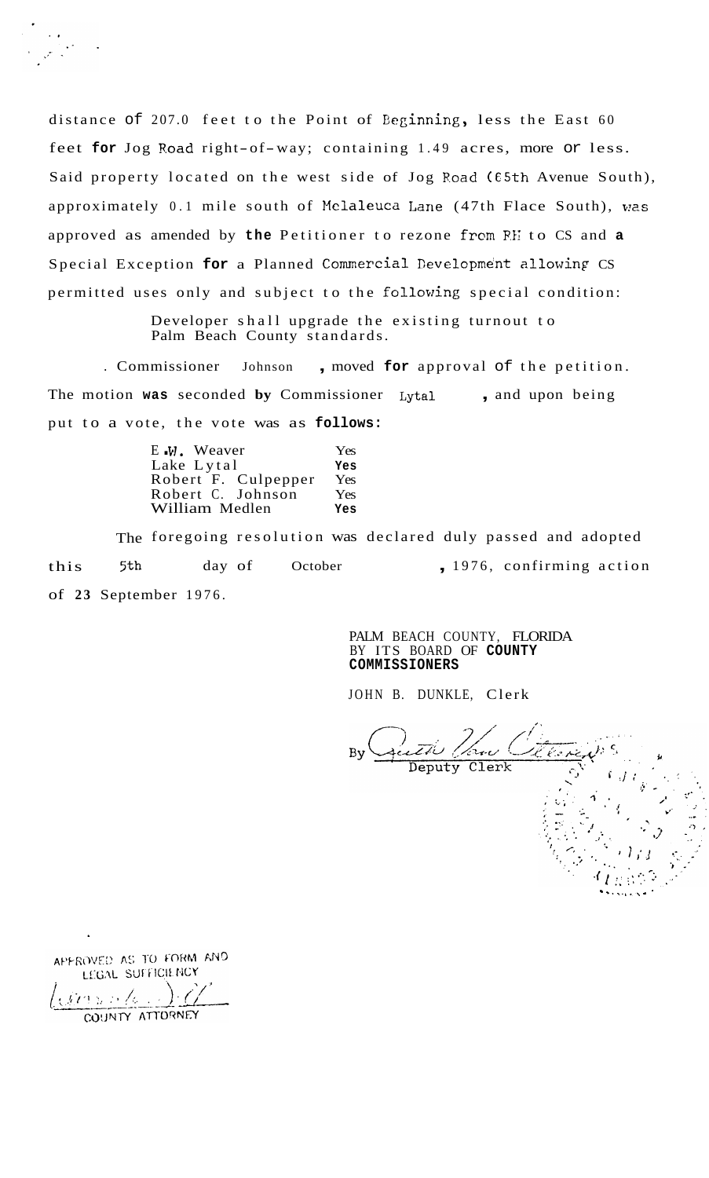distance of 207.0 feet to the Point of Beginning, less the East 60 feet for Jog Road right-of-way; containing 1.49 acres, more or less. Said property located on the west side of Jog Road (65th Avenue South), approximately 0.1 mile south of Melaleuca Lane (47th Place South), was approved as amended by the Petitioner to rezone from RH to CS and a Special Exception for a Planned Commercial Development allowing CS permitted uses only and subject to the following special condition:

> Developer shall upgrade the existing turnout to Palm Beach County standards.

Commissioner Johnson, moved for approval of the petition. The motion was seconded by Commissioner Lytal, and upon being put to a vote, the vote was as follows:

| | |
|---|---|
| E.W. Weaver | Yes |
| Lake Lytal | Yes |
| Robert F. Culpepper | Yes |
| Robert C. Johnson | Yes |
| William Medlen | Yes |

The foregoing resolution was declared duly passed and adopted this 5th day of October, 1976, confirming action of 23 September 1976.

PALM BEACH COUNTY, FLORIDA
BY ITS BOARD OF COUNTY COMMISSIONERS

JOHN B. DUNKLE, Clerk

By ______________________
Deputy Clerk

APPROVED AS TO FORM AND LEGAL SUFFICIENCY

______________________
COUNTY ATTORNEY